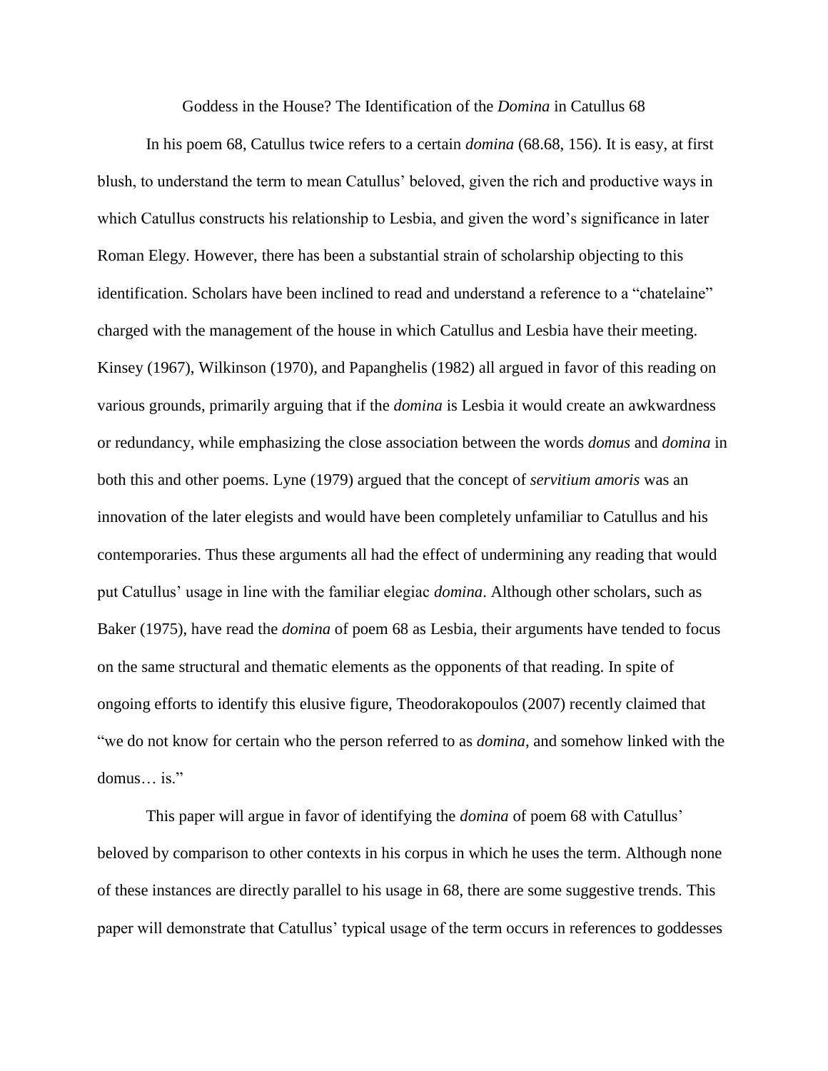# Goddess in the House? The Identification of the *Domina* in Catullus 68

In his poem 68, Catullus twice refers to a certain *domina* (68.68, 156). It is easy, at first blush, to understand the term to mean Catullus' beloved, given the rich and productive ways in which Catullus constructs his relationship to Lesbia, and given the word's significance in later Roman Elegy. However, there has been a substantial strain of scholarship objecting to this identification. Scholars have been inclined to read and understand a reference to a "chatelaine" charged with the management of the house in which Catullus and Lesbia have their meeting. Kinsey (1967), Wilkinson (1970), and Papanghelis (1982) all argued in favor of this reading on various grounds, primarily arguing that if the *domina* is Lesbia it would create an awkwardness or redundancy, while emphasizing the close association between the words *domus* and *domina* in both this and other poems. Lyne (1979) argued that the concept of *servitium amoris* was an innovation of the later elegists and would have been completely unfamiliar to Catullus and his contemporaries. Thus these arguments all had the effect of undermining any reading that would put Catullus' usage in line with the familiar elegiac *domina*. Although other scholars, such as Baker (1975), have read the *domina* of poem 68 as Lesbia, their arguments have tended to focus on the same structural and thematic elements as the opponents of that reading. In spite of ongoing efforts to identify this elusive figure, Theodorakopoulos (2007) recently claimed that "we do not know for certain who the person referred to as *domina*, and somehow linked with the domus… is."

This paper will argue in favor of identifying the *domina* of poem 68 with Catullus' beloved by comparison to other contexts in his corpus in which he uses the term. Although none of these instances are directly parallel to his usage in 68, there are some suggestive trends. This paper will demonstrate that Catullus' typical usage of the term occurs in references to goddesses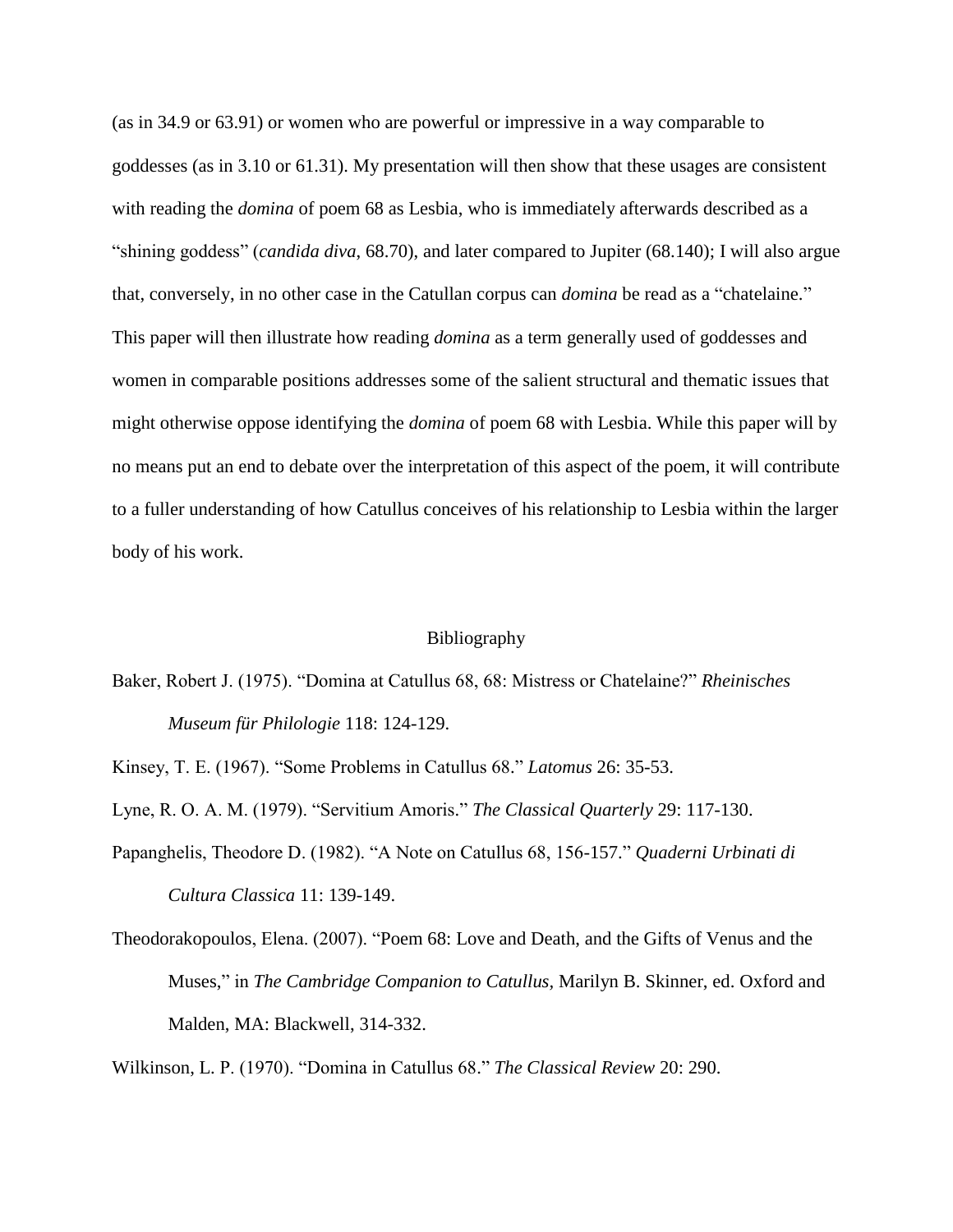(as in 34.9 or 63.91) or women who are powerful or impressive in a way comparable to goddesses (as in 3.10 or 61.31). My presentation will then show that these usages are consistent with reading the *domina* of poem 68 as Lesbia, who is immediately afterwards described as a "shining goddess" (*candida diva*, 68.70), and later compared to Jupiter (68.140); I will also argue that, conversely, in no other case in the Catullan corpus can *domina* be read as a "chatelaine." This paper will then illustrate how reading *domina* as a term generally used of goddesses and women in comparable positions addresses some of the salient structural and thematic issues that might otherwise oppose identifying the *domina* of poem 68 with Lesbia. While this paper will by no means put an end to debate over the interpretation of this aspect of the poem, it will contribute to a fuller understanding of how Catullus conceives of his relationship to Lesbia within the larger body of his work.

## Bibliography

Baker, Robert J. (1975). "Domina at Catullus 68, 68: Mistress or Chatelaine?" *Rheinisches Museum für Philologie* 118: 124-129.

Kinsey, T. E. (1967). "Some Problems in Catullus 68." *Latomus* 26: 35-53.

Lyne, R. O. A. M. (1979). "Servitium Amoris." *The Classical Quarterly* 29: 117-130.

Papanghelis, Theodore D. (1982). "A Note on Catullus 68, 156-157." *Quaderni Urbinati di Cultura Classica* 11: 139-149.

Theodorakopoulos, Elena. (2007). "Poem 68: Love and Death, and the Gifts of Venus and the Muses," in *The Cambridge Companion to Catullus*, Marilyn B. Skinner, ed. Oxford and Malden, MA: Blackwell, 314-332.

Wilkinson, L. P. (1970). "Domina in Catullus 68." *The Classical Review* 20: 290.